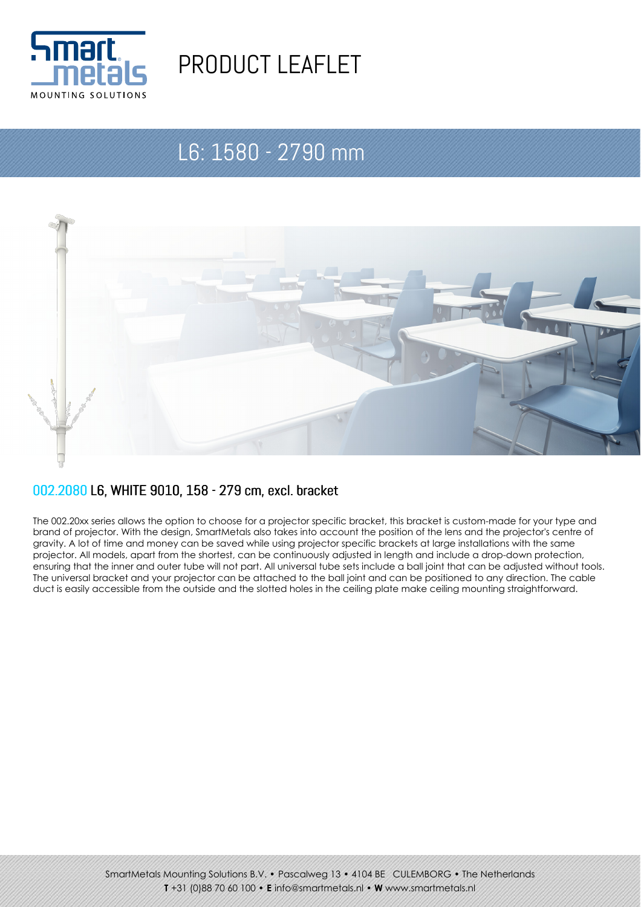# PRODUCT LEAFLET

## L6: 1580 - 2790 mm

### 002.2080 L6, WHITE 9010, 158 - 279 cm, excl. bracket

The 002.20xx series allows the option to choose for a projector specific bracket, this bracket is custom-made for your type and brand of projector. With the design, SmartMetals also takes into account the position of the lens and the projector's centre of gravity. A lot of time and money can be saved while using projector specific brackets at large installations with the same projector. All models, apart from the shortest, can be continuously adjusted in length and include a drop-down protection, ensuring that the inner and outer tube will not part. All universal tube sets include a ball joint that can be adjusted without tools. The universal bracket and your projector can be attached to the ball joint and can be positioned to any direction. The cable duct is easily accessible from the outside and the slotted holes in the ceiling plate make ceiling mounting straightforward.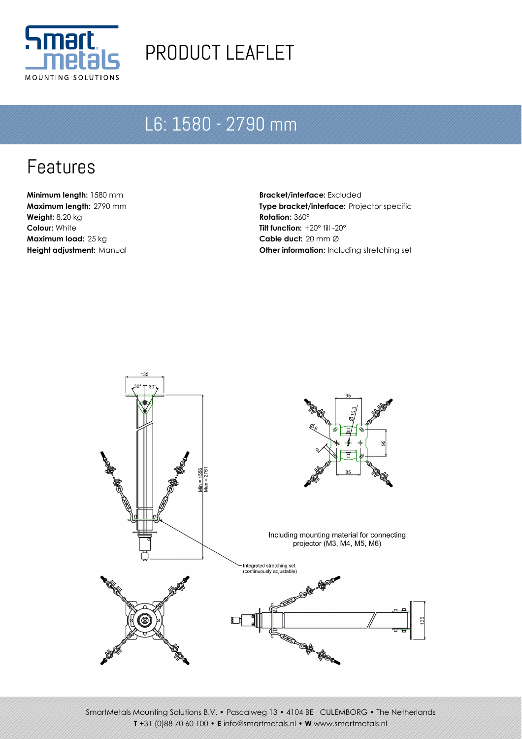# PRODUCT LEAFLET

## L6: 1580 - 2790 mm

## Features

**Minimum length:** 1580 mm
**Maximum length:** 2790 mm
**Weight:** 8.20 kg
**Colour:** White
**Maximum load:** 25 kg
**Height adjustment:** Manual

**Bracket/interface:** Excluded
**Type bracket/interface:** Projector specific
**Rotation:** 360°
**Tilt function:** +20° till -20°
**Cable duct:** 20 mm Ø
**Other information:** Including stretching set

135
30°
30°
Min = 1556
Max = 2761

95
Ø10.3
Ø9
9
95
85

Including mounting material for connecting projector (M3, M4, M5, M6)

Integrated stretching set
(continuously adjustable)

135

SmartMetals Mounting Solutions B.V. • Pascalweg 13 • 4104 BE CULEMBORG • The Netherlands
**T** +31 (0)88 70 60 100 • **E** info@smartmetals.nl • **W** www.smartmetals.nl